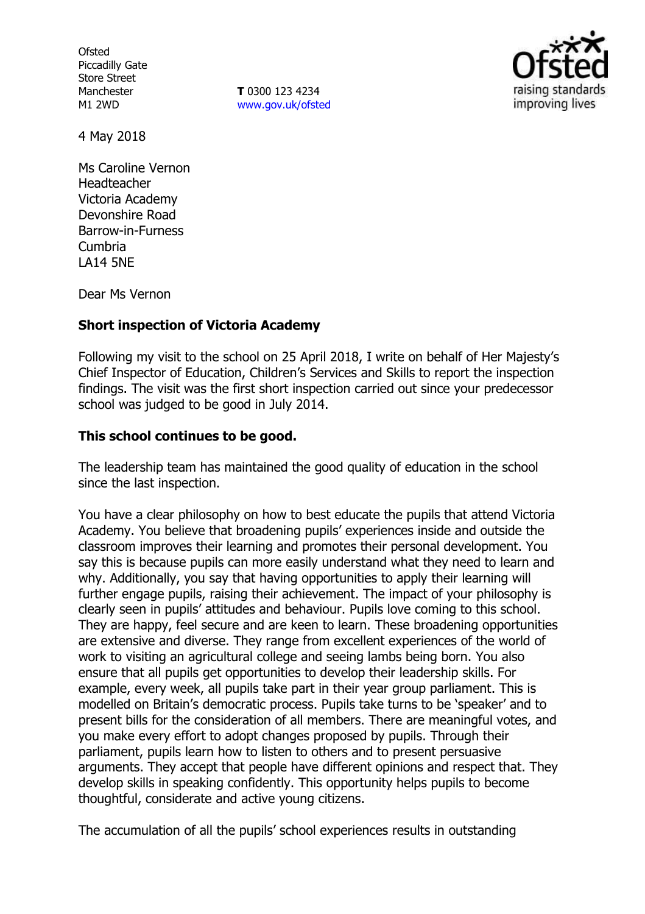Ofsted
Piccadilly Gate
Store Street
Manchester
M1 2WD

**T** 0300 123 4234
www.gov.uk/ofsted

4 May 2018

Ms Caroline Vernon
Headteacher
Victoria Academy
Devonshire Road
Barrow-in-Furness
Cumbria
LA14 5NE

Dear Ms Vernon

**Short inspection of Victoria Academy**

Following my visit to the school on 25 April 2018, I write on behalf of Her Majesty's Chief Inspector of Education, Children's Services and Skills to report the inspection findings. The visit was the first short inspection carried out since your predecessor school was judged to be good in July 2014.

**This school continues to be good.**

The leadership team has maintained the good quality of education in the school since the last inspection.

You have a clear philosophy on how to best educate the pupils that attend Victoria Academy. You believe that broadening pupils' experiences inside and outside the classroom improves their learning and promotes their personal development. You say this is because pupils can more easily understand what they need to learn and why. Additionally, you say that having opportunities to apply their learning will further engage pupils, raising their achievement. The impact of your philosophy is clearly seen in pupils' attitudes and behaviour. Pupils love coming to this school. They are happy, feel secure and are keen to learn. These broadening opportunities are extensive and diverse. They range from excellent experiences of the world of work to visiting an agricultural college and seeing lambs being born. You also ensure that all pupils get opportunities to develop their leadership skills. For example, every week, all pupils take part in their year group parliament. This is modelled on Britain's democratic process. Pupils take turns to be 'speaker' and to present bills for the consideration of all members. There are meaningful votes, and you make every effort to adopt changes proposed by pupils. Through their parliament, pupils learn how to listen to others and to present persuasive arguments. They accept that people have different opinions and respect that. They develop skills in speaking confidently. This opportunity helps pupils to become thoughtful, considerate and active young citizens.

The accumulation of all the pupils' school experiences results in outstanding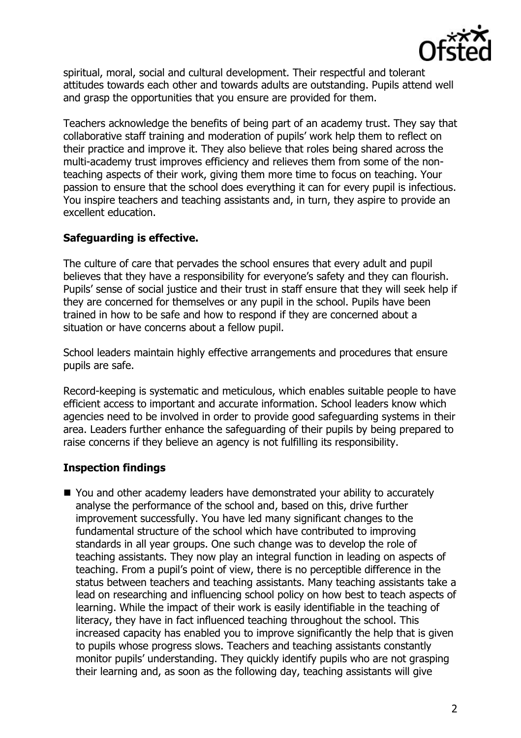spiritual, moral, social and cultural development. Their respectful and tolerant attitudes towards each other and towards adults are outstanding. Pupils attend well and grasp the opportunities that you ensure are provided for them.

Teachers acknowledge the benefits of being part of an academy trust. They say that collaborative staff training and moderation of pupils' work help them to reflect on their practice and improve it. They also believe that roles being shared across the multi-academy trust improves efficiency and relieves them from some of the non-teaching aspects of their work, giving them more time to focus on teaching. Your passion to ensure that the school does everything it can for every pupil is infectious. You inspire teachers and teaching assistants and, in turn, they aspire to provide an excellent education.

**Safeguarding is effective.**

The culture of care that pervades the school ensures that every adult and pupil believes that they have a responsibility for everyone's safety and they can flourish. Pupils' sense of social justice and their trust in staff ensure that they will seek help if they are concerned for themselves or any pupil in the school. Pupils have been trained in how to be safe and how to respond if they are concerned about a situation or have concerns about a fellow pupil.

School leaders maintain highly effective arrangements and procedures that ensure pupils are safe.

Record-keeping is systematic and meticulous, which enables suitable people to have efficient access to important and accurate information. School leaders know which agencies need to be involved in order to provide good safeguarding systems in their area. Leaders further enhance the safeguarding of their pupils by being prepared to raise concerns if they believe an agency is not fulfilling its responsibility.

**Inspection findings**

- You and other academy leaders have demonstrated your ability to accurately analyse the performance of the school and, based on this, drive further improvement successfully. You have led many significant changes to the fundamental structure of the school which have contributed to improving standards in all year groups. One such change was to develop the role of teaching assistants. They now play an integral function in leading on aspects of teaching. From a pupil's point of view, there is no perceptible difference in the status between teachers and teaching assistants. Many teaching assistants take a lead on researching and influencing school policy on how best to teach aspects of learning. While the impact of their work is easily identifiable in the teaching of literacy, they have in fact influenced teaching throughout the school. This increased capacity has enabled you to improve significantly the help that is given to pupils whose progress slows. Teachers and teaching assistants constantly monitor pupils' understanding. They quickly identify pupils who are not grasping their learning and, as soon as the following day, teaching assistants will give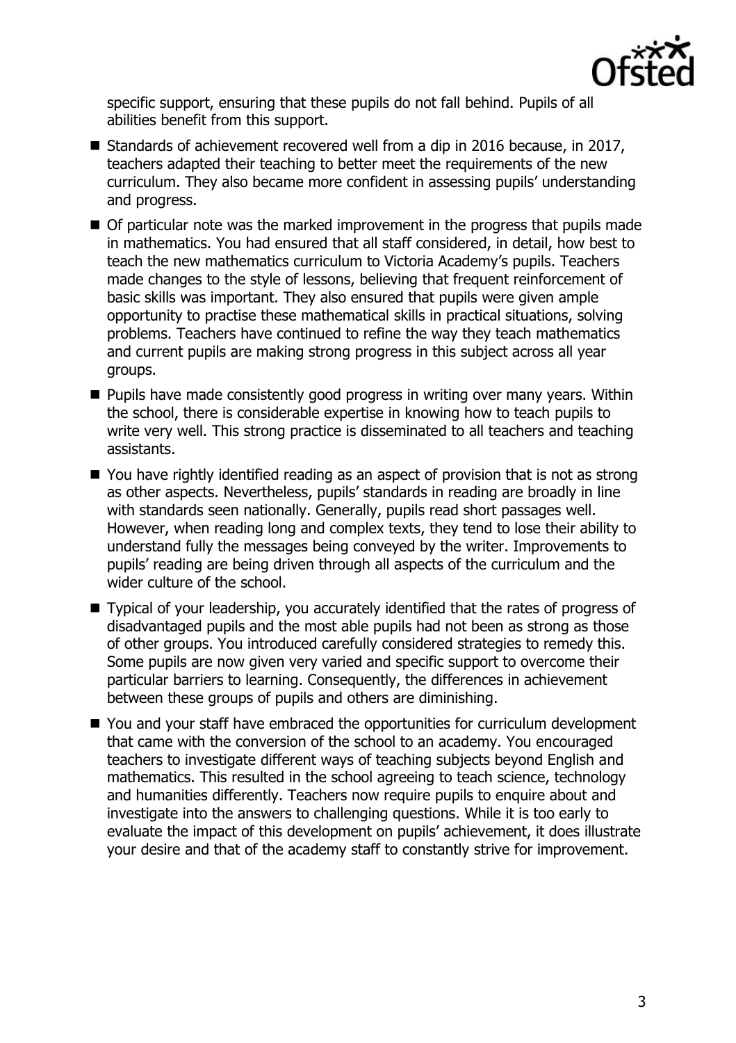specific support, ensuring that these pupils do not fall behind. Pupils of all abilities benefit from this support.

- Standards of achievement recovered well from a dip in 2016 because, in 2017, teachers adapted their teaching to better meet the requirements of the new curriculum. They also became more confident in assessing pupils' understanding and progress.
- Of particular note was the marked improvement in the progress that pupils made in mathematics. You had ensured that all staff considered, in detail, how best to teach the new mathematics curriculum to Victoria Academy's pupils. Teachers made changes to the style of lessons, believing that frequent reinforcement of basic skills was important. They also ensured that pupils were given ample opportunity to practise these mathematical skills in practical situations, solving problems. Teachers have continued to refine the way they teach mathematics and current pupils are making strong progress in this subject across all year groups.
- Pupils have made consistently good progress in writing over many years. Within the school, there is considerable expertise in knowing how to teach pupils to write very well. This strong practice is disseminated to all teachers and teaching assistants.
- You have rightly identified reading as an aspect of provision that is not as strong as other aspects. Nevertheless, pupils' standards in reading are broadly in line with standards seen nationally. Generally, pupils read short passages well. However, when reading long and complex texts, they tend to lose their ability to understand fully the messages being conveyed by the writer. Improvements to pupils' reading are being driven through all aspects of the curriculum and the wider culture of the school.
- Typical of your leadership, you accurately identified that the rates of progress of disadvantaged pupils and the most able pupils had not been as strong as those of other groups. You introduced carefully considered strategies to remedy this. Some pupils are now given very varied and specific support to overcome their particular barriers to learning. Consequently, the differences in achievement between these groups of pupils and others are diminishing.
- You and your staff have embraced the opportunities for curriculum development that came with the conversion of the school to an academy. You encouraged teachers to investigate different ways of teaching subjects beyond English and mathematics. This resulted in the school agreeing to teach science, technology and humanities differently. Teachers now require pupils to enquire about and investigate into the answers to challenging questions. While it is too early to evaluate the impact of this development on pupils' achievement, it does illustrate your desire and that of the academy staff to constantly strive for improvement.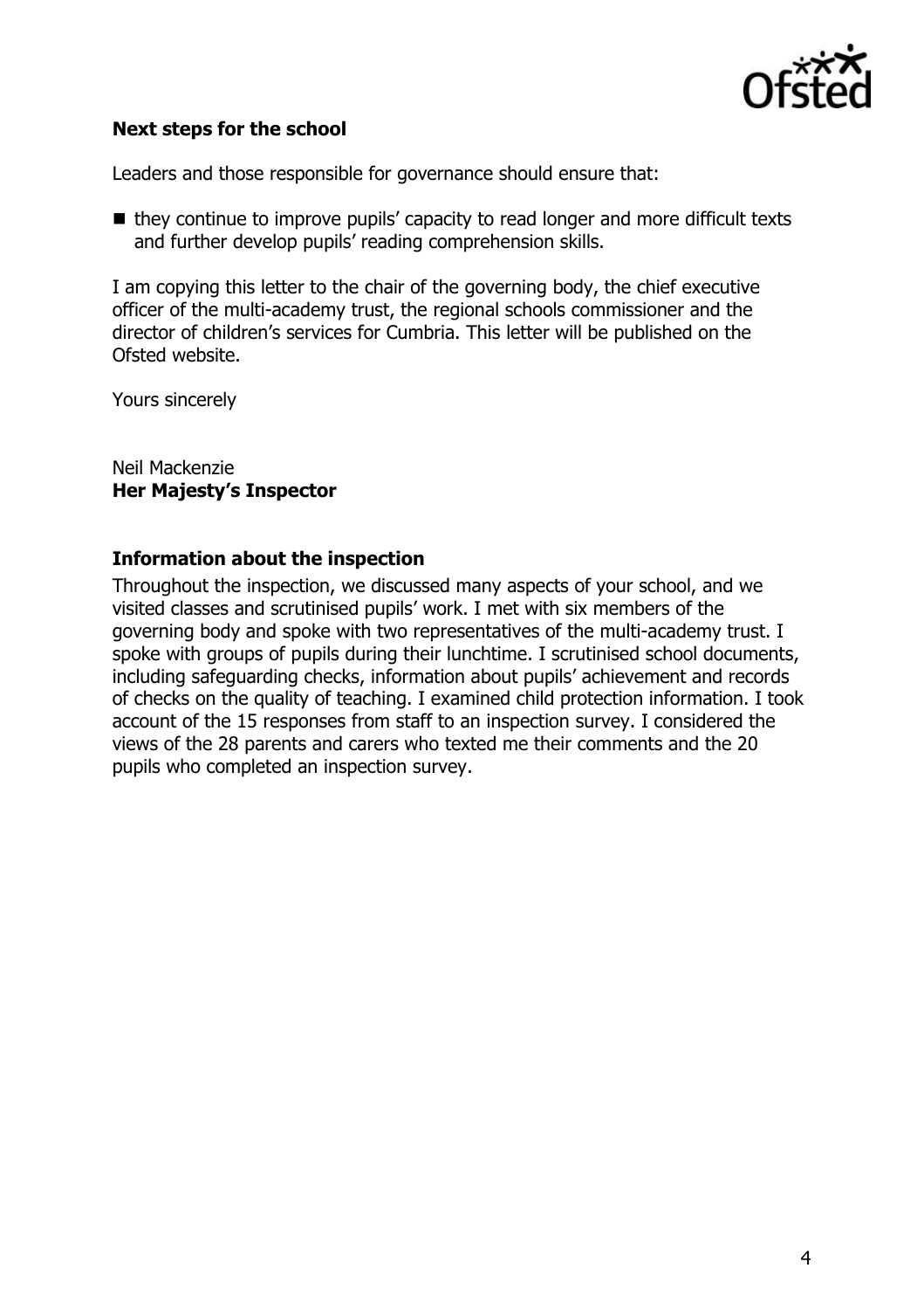### Next steps for the school

Leaders and those responsible for governance should ensure that:

- they continue to improve pupils' capacity to read longer and more difficult texts and further develop pupils' reading comprehension skills.

I am copying this letter to the chair of the governing body, the chief executive officer of the multi-academy trust, the regional schools commissioner and the director of children's services for Cumbria. This letter will be published on the Ofsted website.

Yours sincerely

Neil Mackenzie
**Her Majesty's Inspector**

### Information about the inspection

Throughout the inspection, we discussed many aspects of your school, and we visited classes and scrutinised pupils' work. I met with six members of the governing body and spoke with two representatives of the multi-academy trust. I spoke with groups of pupils during their lunchtime. I scrutinised school documents, including safeguarding checks, information about pupils' achievement and records of checks on the quality of teaching. I examined child protection information. I took account of the 15 responses from staff to an inspection survey. I considered the views of the 28 parents and carers who texted me their comments and the 20 pupils who completed an inspection survey.